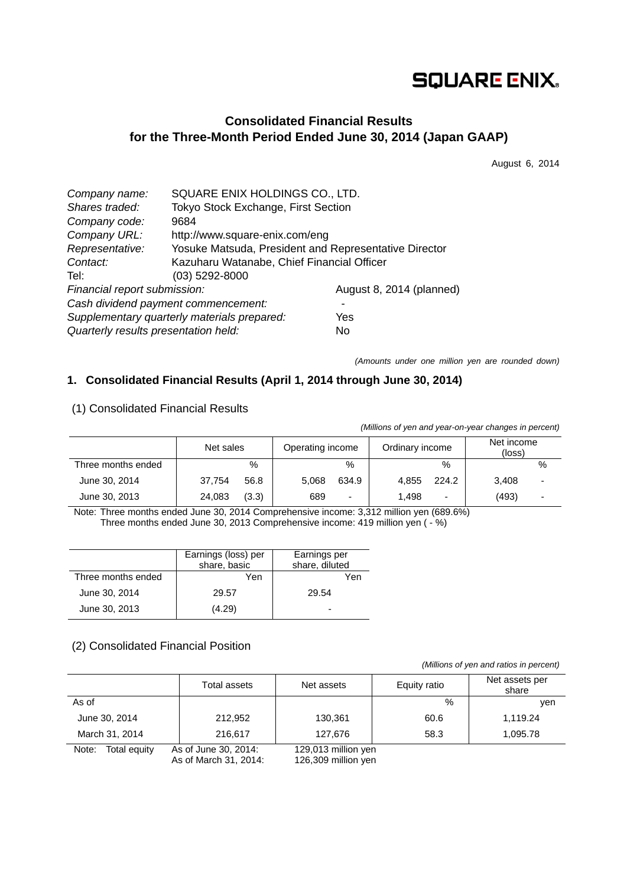SQUARE ENIX.

# Consolidated Financial Results for the Three-Month Period Ended June 30, 2014 (Japan GAAP)

August 6, 2014

*Company name:* SQUARE ENIX HOLDINGS CO., LTD.
*Shares traded:* Tokyo Stock Exchange, First Section
*Company code:* 9684
*Company URL:* http://www.square-enix.com/eng
*Representative:* Yosuke Matsuda, President and Representative Director
*Contact:* Kazuharu Watanabe, Chief Financial Officer
Tel: (03) 5292-8000
*Financial report submission:* August 8, 2014 (planned)
*Cash dividend payment commencement:* -
*Supplementary quarterly materials prepared:* Yes
*Quarterly results presentation held:* No

*(Amounts under one million yen are rounded down)*

## 1. Consolidated Financial Results (April 1, 2014 through June 30, 2014)

### (1) Consolidated Financial Results

*(Millions of yen and year-on-year changes in percent)*

| | Net sales | | Operating income | | Ordinary income | | Net income (loss) | |
|---|---|---|---|---|---|---|---|---|
| Three months ended | | % | | % | | % | | % |
| June 30, 2014 | 37,754 | 56.8 | 5,068 | 634.9 | 4,855 | 224.2 | 3,408 | - |
| June 30, 2013 | 24,083 | (3.3) | 689 | - | 1,498 | - | (493) | - |

Note: Three months ended June 30, 2014 Comprehensive income: 3,312 million yen (689.6%)
Three months ended June 30, 2013 Comprehensive income: 419 million yen ( - %)

| | Earnings (loss) per share, basic | Earnings per share, diluted |
|---|---|---|
| Three months ended | Yen | Yen |
| June 30, 2014 | 29.57 | 29.54 |
| June 30, 2013 | (4.29) | - |

### (2) Consolidated Financial Position

*(Millions of yen and ratios in percent)*

| | Total assets | Net assets | Equity ratio | Net assets per share |
|---|---|---|---|---|
| As of | | | % | yen |
| June 30, 2014 | 212,952 | 130,361 | 60.6 | 1,119.24 |
| March 31, 2014 | 216,617 | 127,676 | 58.3 | 1,095.78 |

Note: Total equity As of June 30, 2014: 129,013 million yen
As of March 31, 2014: 126,309 million yen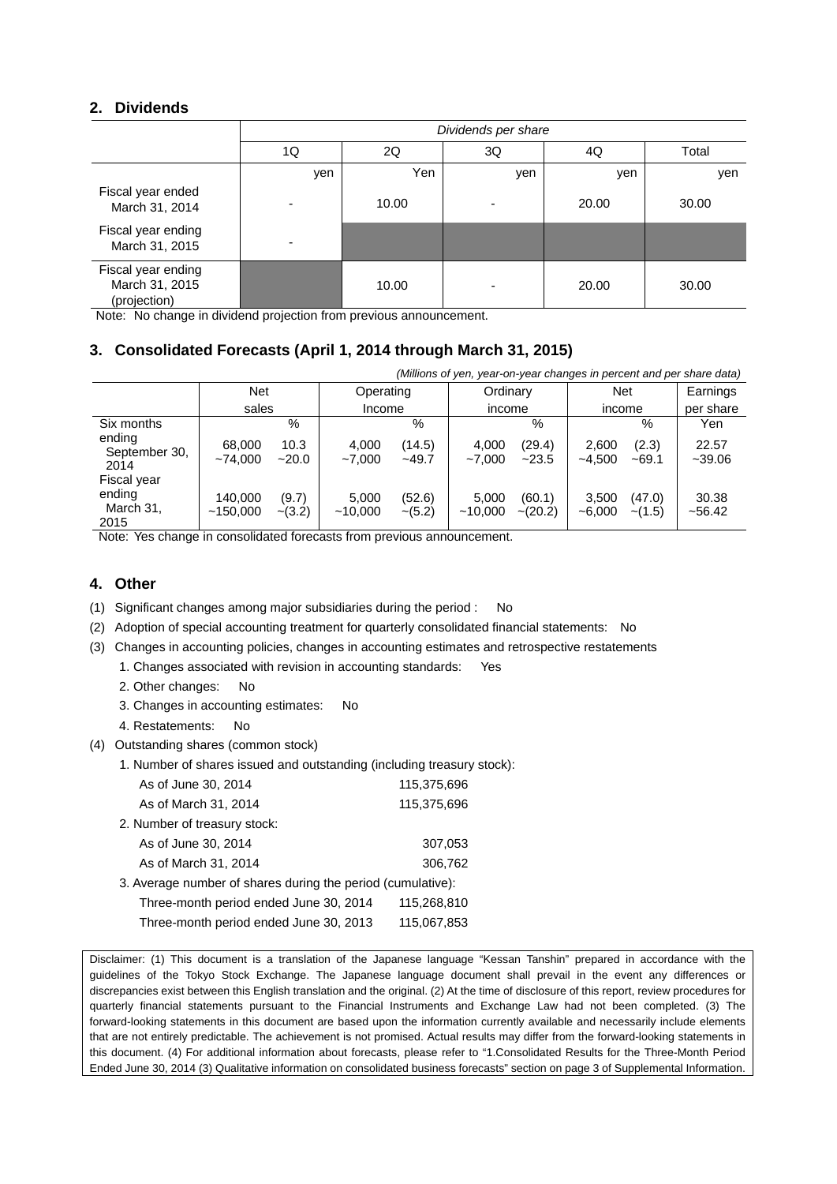## 2. Dividends

| | *Dividends per share* | | | | |
|---|---|---|---|---|---|
| | 1Q | 2Q | 3Q | 4Q | Total |
| | yen | Yen | yen | yen | yen |
| Fiscal year ended March 31, 2014 | - | 10.00 | - | 20.00 | 30.00 |
| Fiscal year ending March 31, 2015 | - | | | | |
| Fiscal year ending March 31, 2015 (projection) | | 10.00 | - | 20.00 | 30.00 |

Note: No change in dividend projection from previous announcement.

## 3. Consolidated Forecasts (April 1, 2014 through March 31, 2015)

*(Millions of yen, year-on-year changes in percent and per share data)*

| | Net sales | | Operating Income | | Ordinary income | | Net income | | Earnings per share |
|---|---|---|---|---|---|---|---|---|---|
| | | % | | % | | % | | % | Yen |
| Six months ending September 30, 2014 | 68,000 ~74,000 | 10.3 ~20.0 | 4,000 ~7,000 | (14.5) ~49.7 | 4,000 ~7,000 | (29.4) ~23.5 | 2,600 ~4,500 | (2.3) ~69.1 | 22.57 ~39.06 |
| Fiscal year ending March 31, 2015 | 140,000 ~150,000 | (9.7) ~(3.2) | 5,000 ~10,000 | (52.6) ~(5.2) | 5,000 ~10,000 | (60.1) ~(20.2) | 3,500 ~6,000 | (47.0) ~(1.5) | 30.38 ~56.42 |

Note: Yes change in consolidated forecasts from previous announcement.

## 4. Other

(1) Significant changes among major subsidiaries during the period : No

(2) Adoption of special accounting treatment for quarterly consolidated financial statements: No

(3) Changes in accounting policies, changes in accounting estimates and retrospective restatements

1. Changes associated with revision in accounting standards: Yes
2. Other changes: No
3. Changes in accounting estimates: No
4. Restatements: No

(4) Outstanding shares (common stock)

1. Number of shares issued and outstanding (including treasury stock):

| | |
|---|---|
| As of June 30, 2014 | 115,375,696 |
| As of March 31, 2014 | 115,375,696 |

2. Number of treasury stock:

| | |
|---|---|
| As of June 30, 2014 | 307,053 |
| As of March 31, 2014 | 306,762 |

3. Average number of shares during the period (cumulative):

| | |
|---|---|
| Three-month period ended June 30, 2014 | 115,268,810 |
| Three-month period ended June 30, 2013 | 115,067,853 |

Disclaimer: (1) This document is a translation of the Japanese language "Kessan Tanshin" prepared in accordance with the guidelines of the Tokyo Stock Exchange. The Japanese language document shall prevail in the event any differences or discrepancies exist between this English translation and the original. (2) At the time of disclosure of this report, review procedures for quarterly financial statements pursuant to the Financial Instruments and Exchange Law had not been completed. (3) The forward-looking statements in this document are based upon the information currently available and necessarily include elements that are not entirely predictable. The achievement is not promised. Actual results may differ from the forward-looking statements in this document. (4) For additional information about forecasts, please refer to "1.Consolidated Results for the Three-Month Period Ended June 30, 2014 (3) Qualitative information on consolidated business forecasts" section on page 3 of Supplemental Information.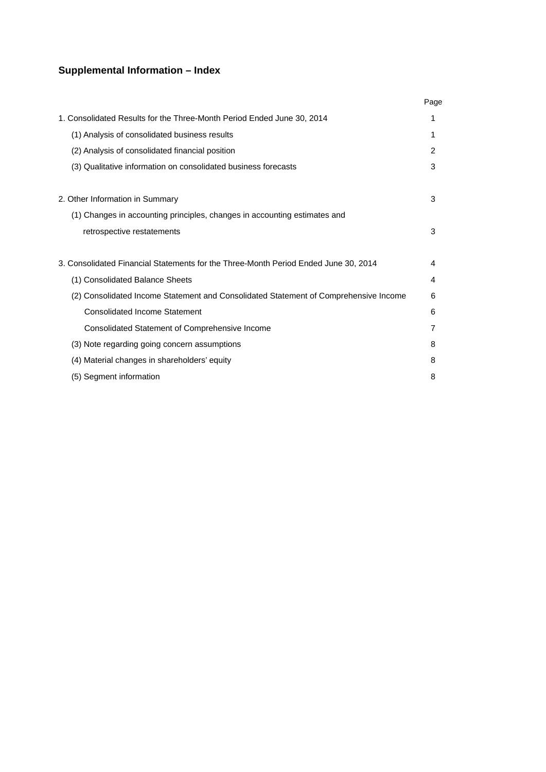## Supplemental Information – Index

| | Page |
|---|---|
| 1. Consolidated Results for the Three-Month Period Ended June 30, 2014 | 1 |
| (1) Analysis of consolidated business results | 1 |
| (2) Analysis of consolidated financial position | 2 |
| (3) Qualitative information on consolidated business forecasts | 3 |
| 2. Other Information in Summary | 3 |
| (1) Changes in accounting principles, changes in accounting estimates and retrospective restatements | 3 |
| 3. Consolidated Financial Statements for the Three-Month Period Ended June 30, 2014 | 4 |
| (1) Consolidated Balance Sheets | 4 |
| (2) Consolidated Income Statement and Consolidated Statement of Comprehensive Income | 6 |
| Consolidated Income Statement | 6 |
| Consolidated Statement of Comprehensive Income | 7 |
| (3) Note regarding going concern assumptions | 8 |
| (4) Material changes in shareholders' equity | 8 |
| (5) Segment information | 8 |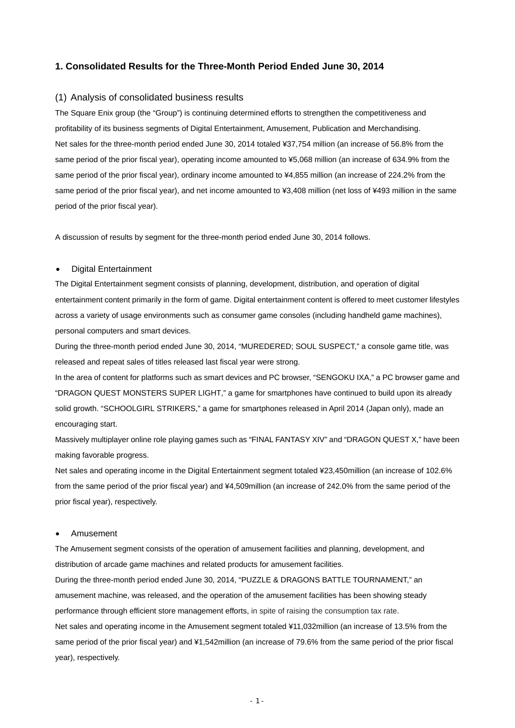## 1. Consolidated Results for the Three-Month Period Ended June 30, 2014

### (1) Analysis of consolidated business results

The Square Enix group (the "Group") is continuing determined efforts to strengthen the competitiveness and profitability of its business segments of Digital Entertainment, Amusement, Publication and Merchandising.

Net sales for the three-month period ended June 30, 2014 totaled ¥37,754 million (an increase of 56.8% from the same period of the prior fiscal year), operating income amounted to ¥5,068 million (an increase of 634.9% from the same period of the prior fiscal year), ordinary income amounted to ¥4,855 million (an increase of 224.2% from the same period of the prior fiscal year), and net income amounted to ¥3,408 million (net loss of ¥493 million in the same period of the prior fiscal year).

A discussion of results by segment for the three-month period ended June 30, 2014 follows.

- Digital Entertainment

The Digital Entertainment segment consists of planning, development, distribution, and operation of digital entertainment content primarily in the form of game. Digital entertainment content is offered to meet customer lifestyles across a variety of usage environments such as consumer game consoles (including handheld game machines), personal computers and smart devices.

During the three-month period ended June 30, 2014, "MUREDERED; SOUL SUSPECT," a console game title, was released and repeat sales of titles released last fiscal year were strong.

In the area of content for platforms such as smart devices and PC browser, "SENGOKU IXA," a PC browser game and "DRAGON QUEST MONSTERS SUPER LIGHT," a game for smartphones have continued to build upon its already solid growth. "SCHOOLGIRL STRIKERS," a game for smartphones released in April 2014 (Japan only), made an encouraging start.

Massively multiplayer online role playing games such as "FINAL FANTASY XIV" and "DRAGON QUEST X," have been making favorable progress.

Net sales and operating income in the Digital Entertainment segment totaled ¥23,450million (an increase of 102.6% from the same period of the prior fiscal year) and ¥4,509million (an increase of 242.0% from the same period of the prior fiscal year), respectively.

- Amusement

The Amusement segment consists of the operation of amusement facilities and planning, development, and distribution of arcade game machines and related products for amusement facilities.

During the three-month period ended June 30, 2014, "PUZZLE & DRAGONS BATTLE TOURNAMENT," an amusement machine, was released, and the operation of the amusement facilities has been showing steady performance through efficient store management efforts, in spite of raising the consumption tax rate.

Net sales and operating income in the Amusement segment totaled ¥11,032million (an increase of 13.5% from the same period of the prior fiscal year) and ¥1,542million (an increase of 79.6% from the same period of the prior fiscal year), respectively.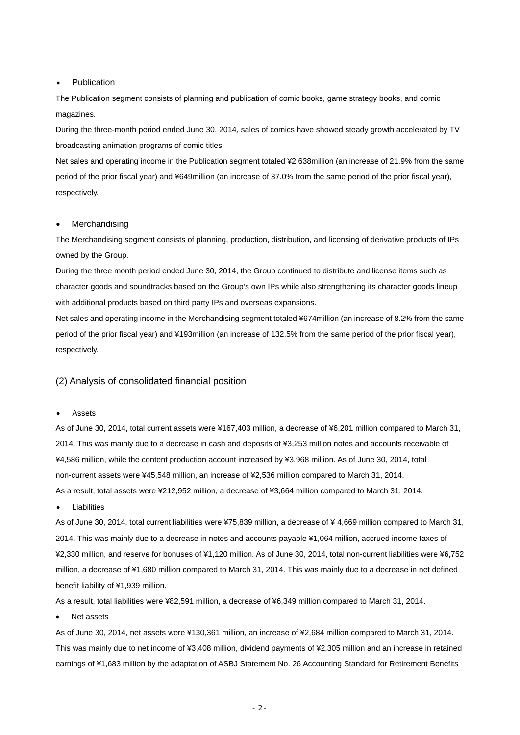- Publication

The Publication segment consists of planning and publication of comic books, game strategy books, and comic magazines.

During the three-month period ended June 30, 2014, sales of comics have showed steady growth accelerated by TV broadcasting animation programs of comic titles.

Net sales and operating income in the Publication segment totaled ¥2,638million (an increase of 21.9% from the same period of the prior fiscal year) and ¥649million (an increase of 37.0% from the same period of the prior fiscal year), respectively.

- Merchandising

The Merchandising segment consists of planning, production, distribution, and licensing of derivative products of IPs owned by the Group.

During the three month period ended June 30, 2014, the Group continued to distribute and license items such as character goods and soundtracks based on the Group's own IPs while also strengthening its character goods lineup with additional products based on third party IPs and overseas expansions.

Net sales and operating income in the Merchandising segment totaled ¥674million (an increase of 8.2% from the same period of the prior fiscal year) and ¥193million (an increase of 132.5% from the same period of the prior fiscal year), respectively.

## (2) Analysis of consolidated financial position

- Assets

As of June 30, 2014, total current assets were ¥167,403 million, a decrease of ¥6,201 million compared to March 31, 2014. This was mainly due to a decrease in cash and deposits of ¥3,253 million notes and accounts receivable of ¥4,586 million, while the content production account increased by ¥3,968 million. As of June 30, 2014, total non-current assets were ¥45,548 million, an increase of ¥2,536 million compared to March 31, 2014.

As a result, total assets were ¥212,952 million, a decrease of ¥3,664 million compared to March 31, 2014.

- Liabilities

As of June 30, 2014, total current liabilities were ¥75,839 million, a decrease of ¥ 4,669 million compared to March 31, 2014. This was mainly due to a decrease in notes and accounts payable ¥1,064 million, accrued income taxes of ¥2,330 million, and reserve for bonuses of ¥1,120 million. As of June 30, 2014, total non-current liabilities were ¥6,752 million, a decrease of ¥1,680 million compared to March 31, 2014. This was mainly due to a decrease in net defined benefit liability of ¥1,939 million.

As a result, total liabilities were ¥82,591 million, a decrease of ¥6,349 million compared to March 31, 2014.

- Net assets

As of June 30, 2014, net assets were ¥130,361 million, an increase of ¥2,684 million compared to March 31, 2014. This was mainly due to net income of ¥3,408 million, dividend payments of ¥2,305 million and an increase in retained earnings of ¥1,683 million by the adaptation of ASBJ Statement No. 26 Accounting Standard for Retirement Benefits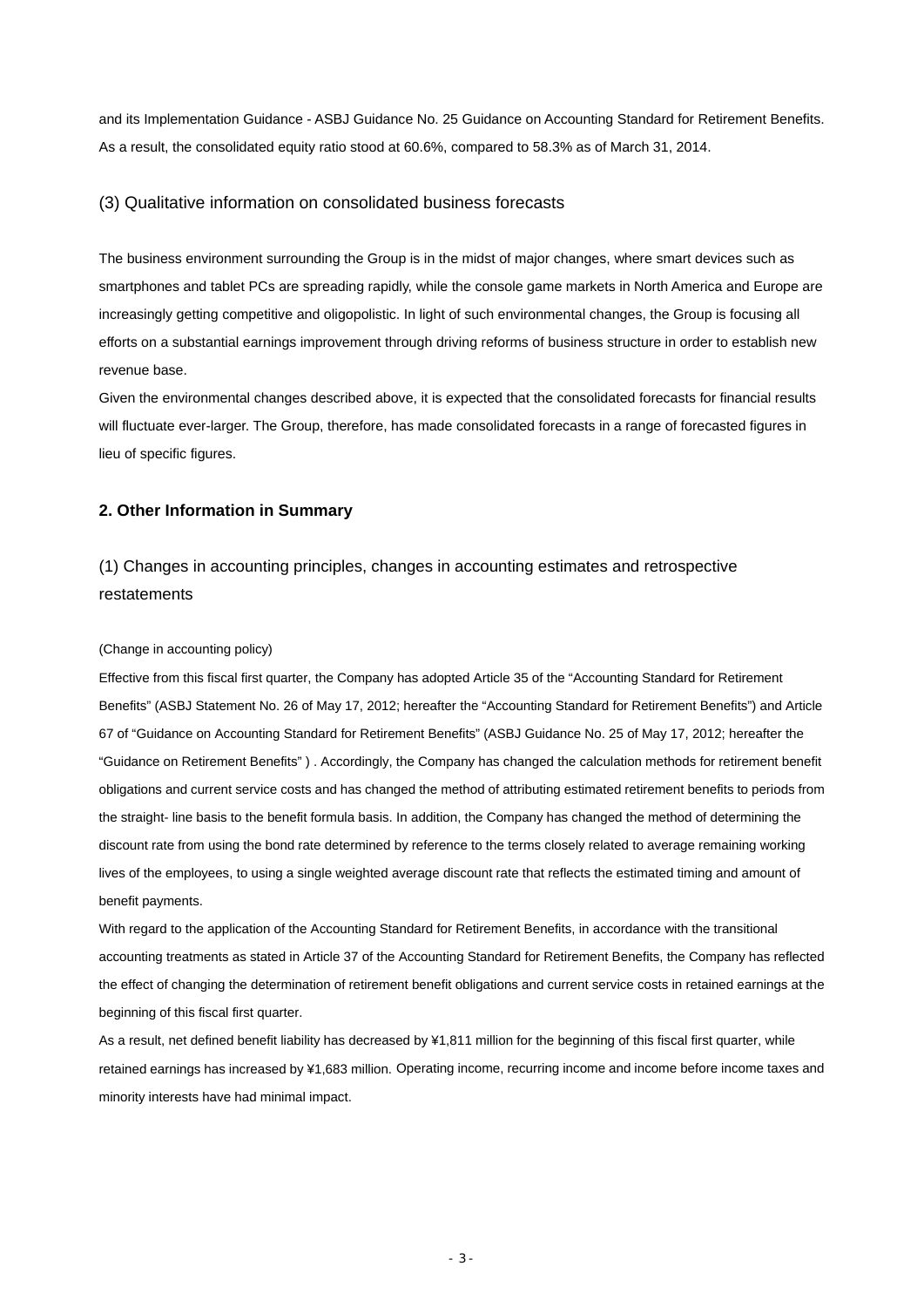and its Implementation Guidance - ASBJ Guidance No. 25 Guidance on Accounting Standard for Retirement Benefits. As a result, the consolidated equity ratio stood at 60.6%, compared to 58.3% as of March 31, 2014.

### (3) Qualitative information on consolidated business forecasts

The business environment surrounding the Group is in the midst of major changes, where smart devices such as smartphones and tablet PCs are spreading rapidly, while the console game markets in North America and Europe are increasingly getting competitive and oligopolistic. In light of such environmental changes, the Group is focusing all efforts on a substantial earnings improvement through driving reforms of business structure in order to establish new revenue base.

Given the environmental changes described above, it is expected that the consolidated forecasts for financial results will fluctuate ever-larger. The Group, therefore, has made consolidated forecasts in a range of forecasted figures in lieu of specific figures.

## 2. Other Information in Summary

### (1) Changes in accounting principles, changes in accounting estimates and retrospective restatements

(Change in accounting policy)

Effective from this fiscal first quarter, the Company has adopted Article 35 of the "Accounting Standard for Retirement Benefits" (ASBJ Statement No. 26 of May 17, 2012; hereafter the "Accounting Standard for Retirement Benefits") and Article 67 of "Guidance on Accounting Standard for Retirement Benefits" (ASBJ Guidance No. 25 of May 17, 2012; hereafter the "Guidance on Retirement Benefits" ) . Accordingly, the Company has changed the calculation methods for retirement benefit obligations and current service costs and has changed the method of attributing estimated retirement benefits to periods from the straight- line basis to the benefit formula basis. In addition, the Company has changed the method of determining the discount rate from using the bond rate determined by reference to the terms closely related to average remaining working lives of the employees, to using a single weighted average discount rate that reflects the estimated timing and amount of benefit payments.

With regard to the application of the Accounting Standard for Retirement Benefits, in accordance with the transitional accounting treatments as stated in Article 37 of the Accounting Standard for Retirement Benefits, the Company has reflected the effect of changing the determination of retirement benefit obligations and current service costs in retained earnings at the beginning of this fiscal first quarter.

As a result, net defined benefit liability has decreased by ¥1,811 million for the beginning of this fiscal first quarter, while retained earnings has increased by ¥1,683 million. Operating income, recurring income and income before income taxes and minority interests have had minimal impact.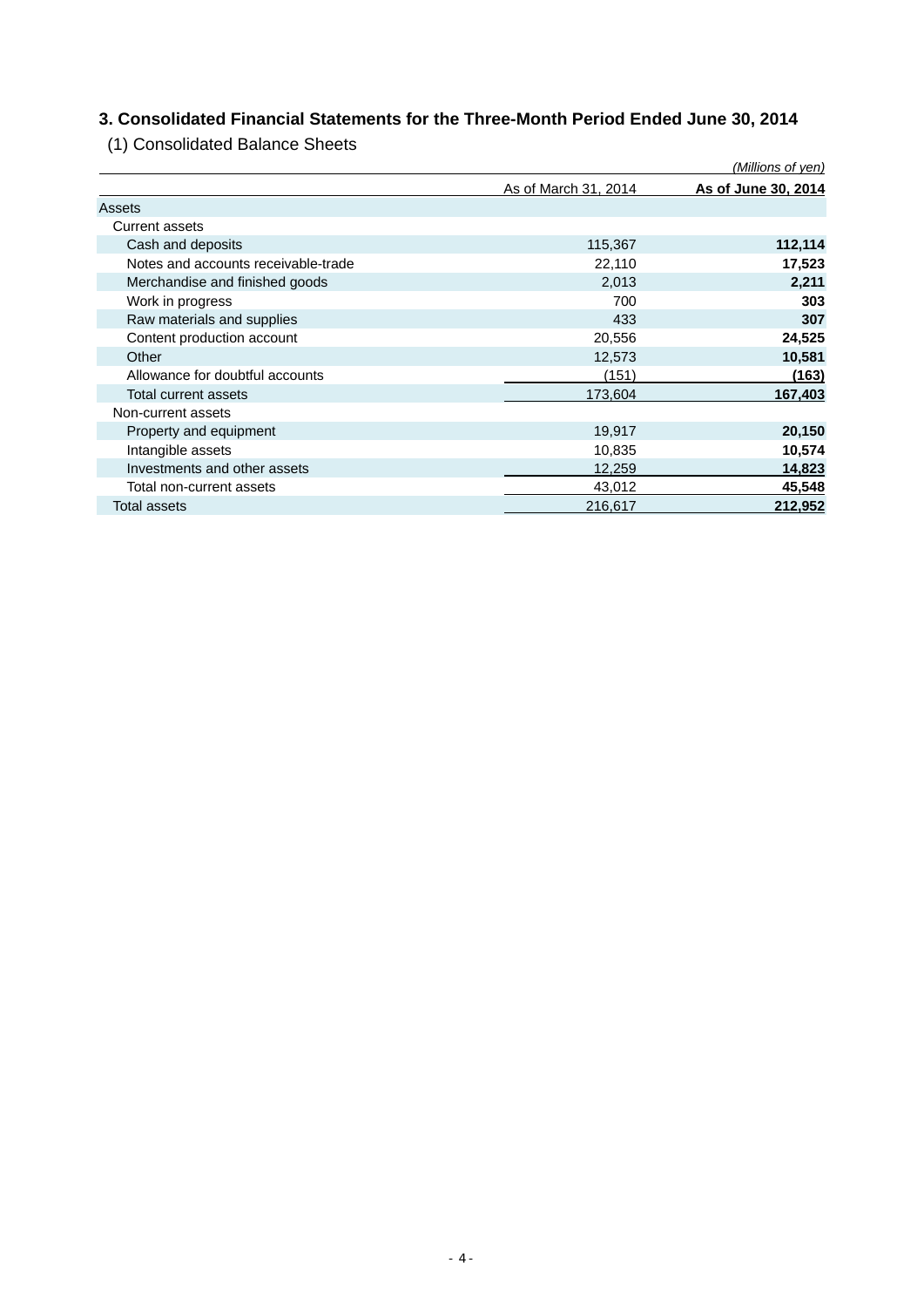## 3. Consolidated Financial Statements for the Three-Month Period Ended June 30, 2014

### (1) Consolidated Balance Sheets

*(Millions of yen)*

| | As of March 31, 2014 | As of June 30, 2014 |
|---|---|---|
| Assets | | |
| Current assets | | |
| Cash and deposits | 115,367 | **112,114** |
| Notes and accounts receivable-trade | 22,110 | **17,523** |
| Merchandise and finished goods | 2,013 | **2,211** |
| Work in progress | 700 | **303** |
| Raw materials and supplies | 433 | **307** |
| Content production account | 20,556 | **24,525** |
| Other | 12,573 | **10,581** |
| Allowance for doubtful accounts | (151) | **(163)** |
| Total current assets | 173,604 | **167,403** |
| Non-current assets | | |
| Property and equipment | 19,917 | **20,150** |
| Intangible assets | 10,835 | **10,574** |
| Investments and other assets | 12,259 | **14,823** |
| Total non-current assets | 43,012 | **45,548** |
| Total assets | 216,617 | **212,952** |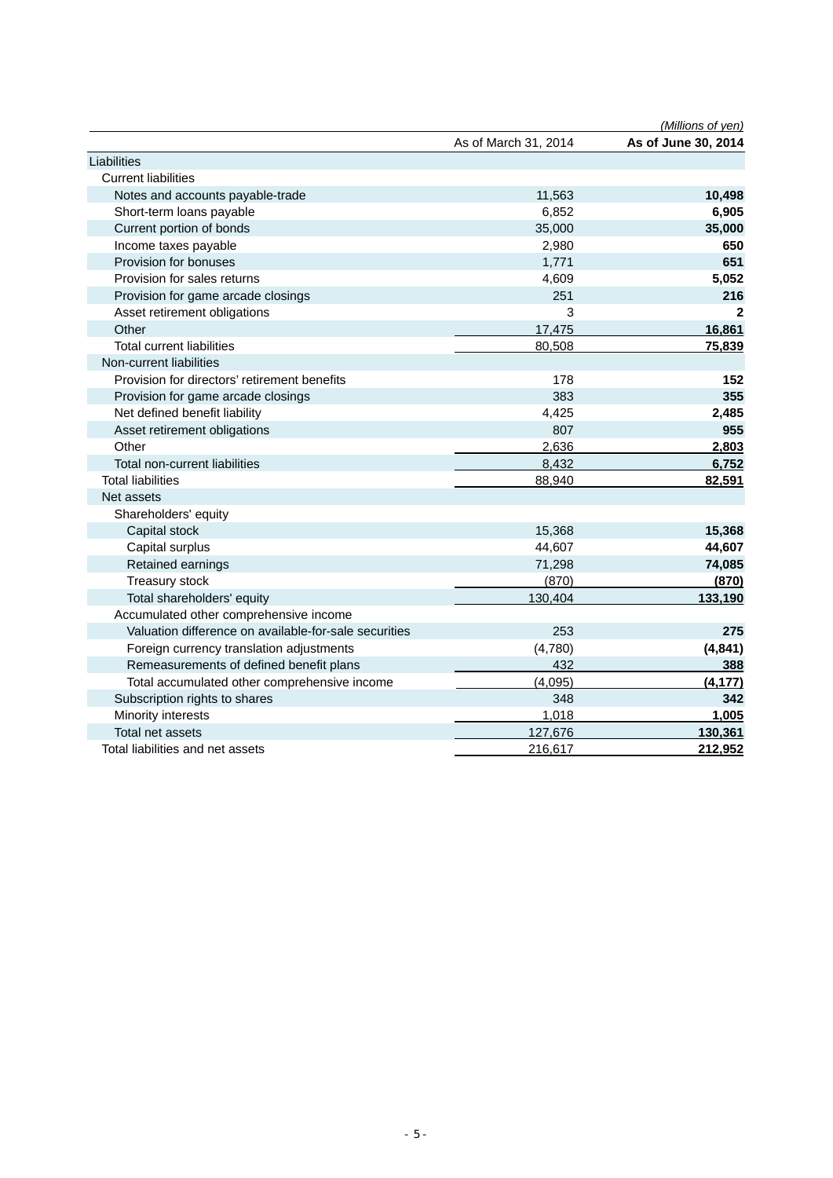(Millions of yen)

| | As of March 31, 2014 | **As of June 30, 2014** |
|---|---|---|
| Liabilities | | |
| Current liabilities | | |
| Notes and accounts payable-trade | 11,563 | **10,498** |
| Short-term loans payable | 6,852 | **6,905** |
| Current portion of bonds | 35,000 | **35,000** |
| Income taxes payable | 2,980 | **650** |
| Provision for bonuses | 1,771 | **651** |
| Provision for sales returns | 4,609 | **5,052** |
| Provision for game arcade closings | 251 | **216** |
| Asset retirement obligations | 3 | **2** |
| Other | 17,475 | **16,861** |
| Total current liabilities | 80,508 | **75,839** |
| Non-current liabilities | | |
| Provision for directors' retirement benefits | 178 | **152** |
| Provision for game arcade closings | 383 | **355** |
| Net defined benefit liability | 4,425 | **2,485** |
| Asset retirement obligations | 807 | **955** |
| Other | 2,636 | **2,803** |
| Total non-current liabilities | 8,432 | **6,752** |
| Total liabilities | 88,940 | **82,591** |
| Net assets | | |
| Shareholders' equity | | |
| Capital stock | 15,368 | **15,368** |
| Capital surplus | 44,607 | **44,607** |
| Retained earnings | 71,298 | **74,085** |
| Treasury stock | (870) | **(870)** |
| Total shareholders' equity | 130,404 | **133,190** |
| Accumulated other comprehensive income | | |
| Valuation difference on available-for-sale securities | 253 | **275** |
| Foreign currency translation adjustments | (4,780) | **(4,841)** |
| Remeasurements of defined benefit plans | 432 | **388** |
| Total accumulated other comprehensive income | (4,095) | **(4,177)** |
| Subscription rights to shares | 348 | **342** |
| Minority interests | 1,018 | **1,005** |
| Total net assets | 127,676 | **130,361** |
| Total liabilities and net assets | 216,617 | **212,952** |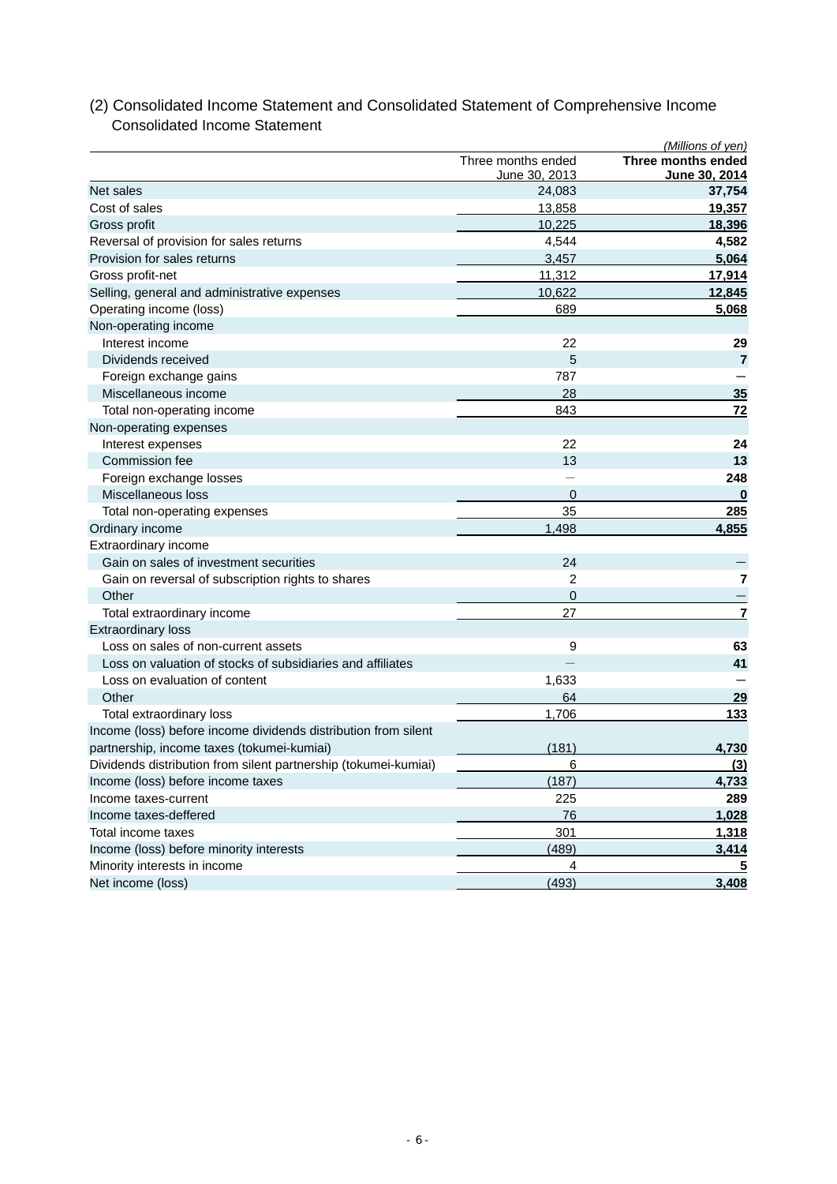## (2) Consolidated Income Statement and Consolidated Statement of Comprehensive Income

### Consolidated Income Statement

*(Millions of yen)*

| | Three months ended June 30, 2013 | **Three months ended June 30, 2014** |
|---|---|---|
| Net sales | 24,083 | **37,754** |
| Cost of sales | 13,858 | **19,357** |
| Gross profit | 10,225 | **18,396** |
| Reversal of provision for sales returns | 4,544 | **4,582** |
| Provision for sales returns | 3,457 | **5,064** |
| Gross profit-net | 11,312 | **17,914** |
| Selling, general and administrative expenses | 10,622 | **12,845** |
| Operating income (loss) | 689 | **5,068** |
| Non-operating income | | |
| Interest income | 22 | **29** |
| Dividends received | 5 | **7** |
| Foreign exchange gains | 787 | **—** |
| Miscellaneous income | 28 | **35** |
| Total non-operating income | 843 | **72** |
| Non-operating expenses | | |
| Interest expenses | 22 | **24** |
| Commission fee | 13 | **13** |
| Foreign exchange losses | — | **248** |
| Miscellaneous loss | 0 | **0** |
| Total non-operating expenses | 35 | **285** |
| Ordinary income | 1,498 | **4,855** |
| Extraordinary income | | |
| Gain on sales of investment securities | 24 | **—** |
| Gain on reversal of subscription rights to shares | 2 | **7** |
| Other | 0 | **—** |
| Total extraordinary income | 27 | **7** |
| Extraordinary loss | | |
| Loss on sales of non-current assets | 9 | **63** |
| Loss on valuation of stocks of subsidiaries and affiliates | — | **41** |
| Loss on evaluation of content | 1,633 | **—** |
| Other | 64 | **29** |
| Total extraordinary loss | 1,706 | **133** |
| Income (loss) before income dividends distribution from silent partnership, income taxes (tokumei-kumiai) | (181) | **4,730** |
| Dividends distribution from silent partnership (tokumei-kumiai) | 6 | **(3)** |
| Income (loss) before income taxes | (187) | **4,733** |
| Income taxes-current | 225 | **289** |
| Income taxes-deffered | 76 | **1,028** |
| Total income taxes | 301 | **1,318** |
| Income (loss) before minority interests | (489) | **3,414** |
| Minority interests in income | 4 | **5** |
| Net income (loss) | (493) | **3,408** |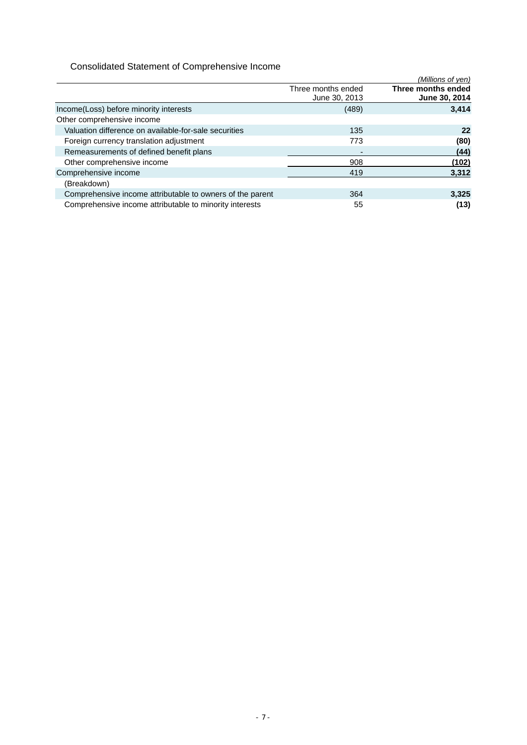## Consolidated Statement of Comprehensive Income

*(Millions of yen)*

| | Three months ended June 30, 2013 | **Three months ended June 30, 2014** |
|---|---|---|
| Income(Loss) before minority interests | (489) | **3,414** |
| Other comprehensive income | | |
| Valuation difference on available-for-sale securities | 135 | **22** |
| Foreign currency translation adjustment | 773 | **(80)** |
| Remeasurements of defined benefit plans | - | **(44)** |
| Other comprehensive income | 908 | **(102)** |
| Comprehensive income | 419 | **3,312** |
| (Breakdown) | | |
| Comprehensive income attributable to owners of the parent | 364 | **3,325** |
| Comprehensive income attributable to minority interests | 55 | **(13)** |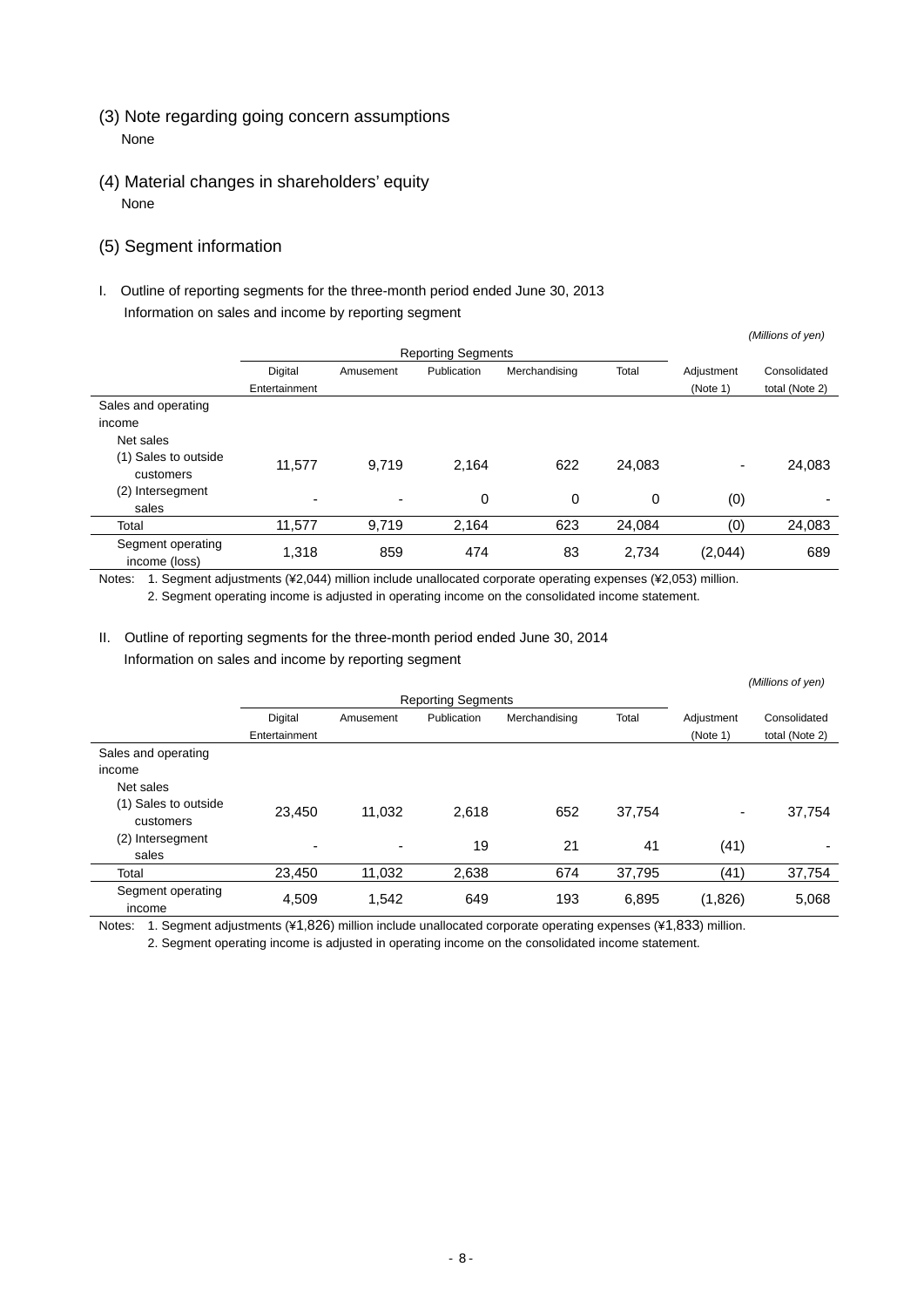## (3) Note regarding going concern assumptions

None

## (4) Material changes in shareholders' equity

None

## (5) Segment information

I. Outline of reporting segments for the three-month period ended June 30, 2013

Information on sales and income by reporting segment

*(Millions of yen)*

| | Reporting Segments | | | | | Adjustment (Note 1) | Consolidated total (Note 2) |
|---|---|---|---|---|---|---|---|
| | Digital Entertainment | Amusement | Publication | Merchandising | Total | | |
| Sales and operating income | | | | | | | |
| Net sales | | | | | | | |
| (1) Sales to outside customers | 11,577 | 9,719 | 2,164 | 622 | 24,083 | - | 24,083 |
| (2) Intersegment sales | - | - | 0 | 0 | 0 | (0) | - |
| Total | 11,577 | 9,719 | 2,164 | 623 | 24,084 | (0) | 24,083 |
| Segment operating income (loss) | 1,318 | 859 | 474 | 83 | 2,734 | (2,044) | 689 |

Notes: 1. Segment adjustments (¥2,044) million include unallocated corporate operating expenses (¥2,053) million.
2. Segment operating income is adjusted in operating income on the consolidated income statement.

II. Outline of reporting segments for the three-month period ended June 30, 2014

Information on sales and income by reporting segment

*(Millions of yen)*

| | Reporting Segments | | | | | Adjustment (Note 1) | Consolidated total (Note 2) |
|---|---|---|---|---|---|---|---|
| | Digital Entertainment | Amusement | Publication | Merchandising | Total | | |
| Sales and operating income | | | | | | | |
| Net sales | | | | | | | |
| (1) Sales to outside customers | 23,450 | 11,032 | 2,618 | 652 | 37,754 | - | 37,754 |
| (2) Intersegment sales | - | - | 19 | 21 | 41 | (41) | - |
| Total | 23,450 | 11,032 | 2,638 | 674 | 37,795 | (41) | 37,754 |
| Segment operating income | 4,509 | 1,542 | 649 | 193 | 6,895 | (1,826) | 5,068 |

Notes: 1. Segment adjustments (¥1,826) million include unallocated corporate operating expenses (¥1,833) million.
2. Segment operating income is adjusted in operating income on the consolidated income statement.